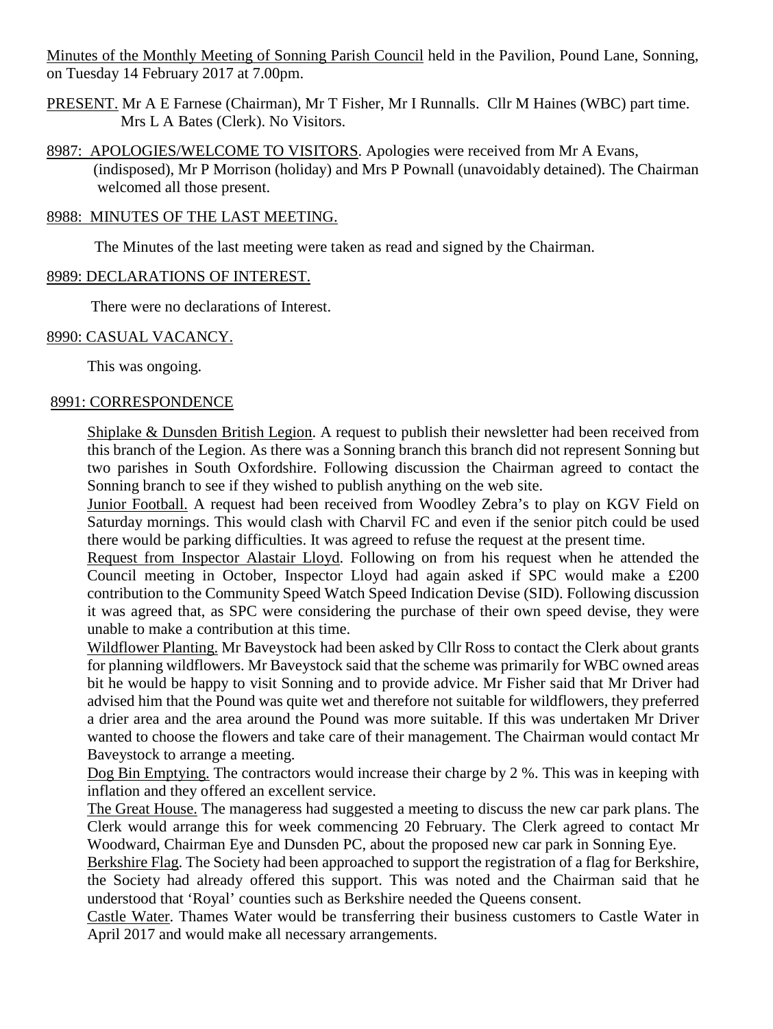Minutes of the Monthly Meeting of Sonning Parish Council held in the Pavilion, Pound Lane, Sonning, on Tuesday 14 February 2017 at 7.00pm.

PRESENT. Mr A E Farnese (Chairman), Mr T Fisher, Mr I Runnalls. Cllr M Haines (WBC) part time. Mrs L A Bates (Clerk). No Visitors.

8987: APOLOGIES/WELCOME TO VISITORS. Apologies were received from Mr A Evans, (indisposed), Mr P Morrison (holiday) and Mrs P Pownall (unavoidably detained). The Chairman welcomed all those present.

8988: MINUTES OF THE LAST MEETING.

The Minutes of the last meeting were taken as read and signed by the Chairman.

8989: DECLARATIONS OF INTEREST.

There were no declarations of Interest.

8990: CASUAL VACANCY.

This was ongoing.

8991: CORRESPONDENCE

Shiplake & Dunsden British Legion. A request to publish their newsletter had been received from this branch of the Legion. As there was a Sonning branch this branch did not represent Sonning but two parishes in South Oxfordshire. Following discussion the Chairman agreed to contact the Sonning branch to see if they wished to publish anything on the web site.

Junior Football. A request had been received from Woodley Zebra's to play on KGV Field on Saturday mornings. This would clash with Charvil FC and even if the senior pitch could be used there would be parking difficulties. It was agreed to refuse the request at the present time.

Request from Inspector Alastair Lloyd. Following on from his request when he attended the Council meeting in October, Inspector Lloyd had again asked if SPC would make a £200 contribution to the Community Speed Watch Speed Indication Devise (SID). Following discussion it was agreed that, as SPC were considering the purchase of their own speed devise, they were unable to make a contribution at this time.

Wildflower Planting. Mr Baveystock had been asked by Cllr Ross to contact the Clerk about grants for planning wildflowers. Mr Baveystock said that the scheme was primarily for WBC owned areas bit he would be happy to visit Sonning and to provide advice. Mr Fisher said that Mr Driver had advised him that the Pound was quite wet and therefore not suitable for wildflowers, they preferred a drier area and the area around the Pound was more suitable. If this was undertaken Mr Driver wanted to choose the flowers and take care of their management. The Chairman would contact Mr Baveystock to arrange a meeting.

Dog Bin Emptying. The contractors would increase their charge by 2 %. This was in keeping with inflation and they offered an excellent service.

The Great House. The manageress had suggested a meeting to discuss the new car park plans. The Clerk would arrange this for week commencing 20 February. The Clerk agreed to contact Mr Woodward, Chairman Eye and Dunsden PC, about the proposed new car park in Sonning Eye.

Berkshire Flag. The Society had been approached to support the registration of a flag for Berkshire, the Society had already offered this support. This was noted and the Chairman said that he understood that 'Royal' counties such as Berkshire needed the Queens consent.

Castle Water. Thames Water would be transferring their business customers to Castle Water in April 2017 and would make all necessary arrangements.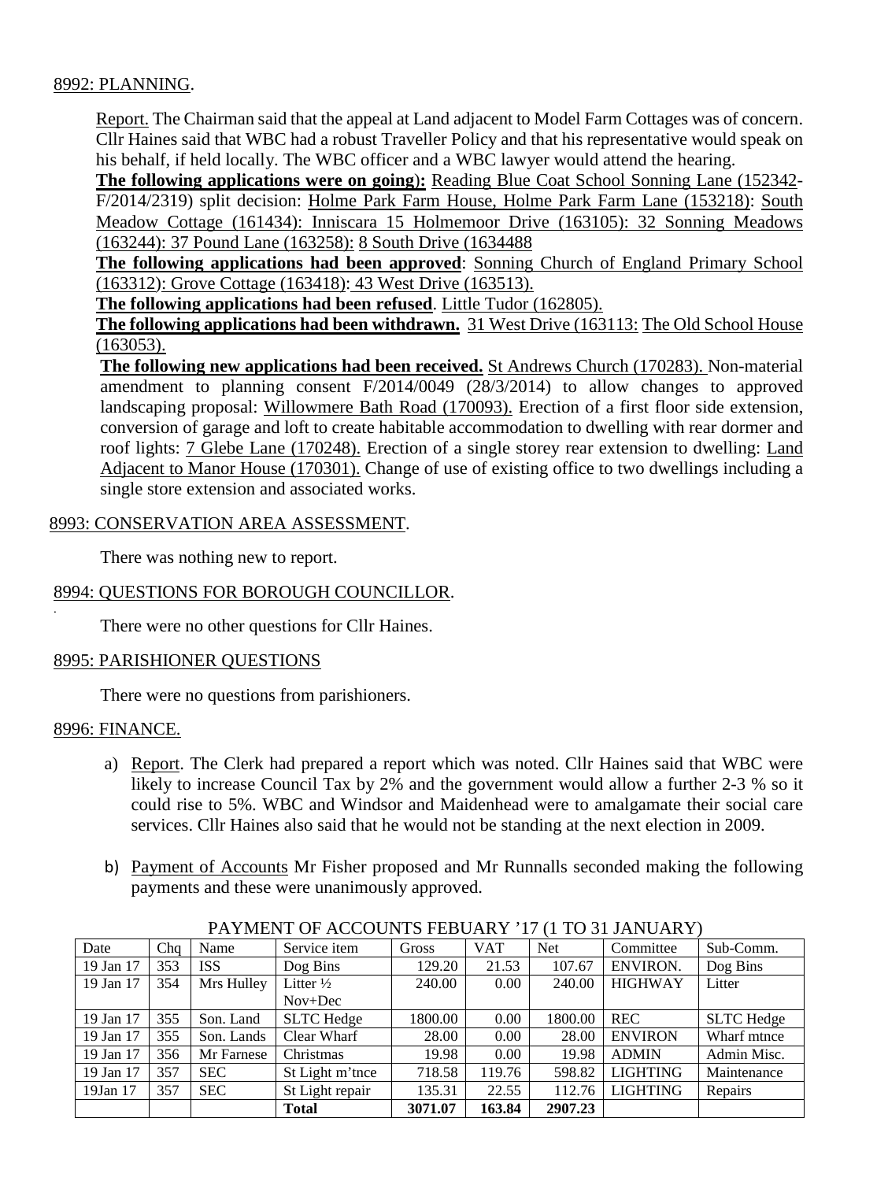8992: PLANNING.

Report. The Chairman said that the appeal at Land adjacent to Model Farm Cottages was of concern. Cllr Haines said that WBC had a robust Traveller Policy and that his representative would speak on his behalf, if held locally. The WBC officer and a WBC lawyer would attend the hearing.

**The following applications were on going):** Reading Blue Coat School Sonning Lane (152342-F/2014/2319) split decision: Holme Park Farm House, Holme Park Farm Lane (153218): South Meadow Cottage (161434): Inniscara 15 Holmemoor Drive (163105): 32 Sonning Meadows (163244): 37 Pound Lane (163258): 8 South Drive (1634488

**The following applications had been approved**: Sonning Church of England Primary School (163312): Grove Cottage (163418): 43 West Drive (163513).

**The following applications had been refused**. Little Tudor (162805).

**The following applications had been withdrawn.** 31 West Drive (163113: The Old School House (163053).

**The following new applications had been received.** St Andrews Church (170283). Non-material amendment to planning consent F/2014/0049 (28/3/2014) to allow changes to approved landscaping proposal: Willowmere Bath Road (170093). Erection of a first floor side extension, conversion of garage and loft to create habitable accommodation to dwelling with rear dormer and roof lights: 7 Glebe Lane (170248). Erection of a single storey rear extension to dwelling: Land Adjacent to Manor House (170301). Change of use of existing office to two dwellings including a single store extension and associated works.

8993: CONSERVATION AREA ASSESSMENT.

There was nothing new to report.

8994: QUESTIONS FOR BOROUGH COUNCILLOR.

There were no other questions for Cllr Haines.

8995: PARISHIONER QUESTIONS

There were no questions from parishioners.

8996: FINANCE.

a) Report. The Clerk had prepared a report which was noted. Cllr Haines said that WBC were likely to increase Council Tax by 2% and the government would allow a further 2-3 % so it could rise to 5%. WBC and Windsor and Maidenhead were to amalgamate their social care services. Cllr Haines also said that he would not be standing at the next election in 2009.

b) Payment of Accounts Mr Fisher proposed and Mr Runnalls seconded making the following payments and these were unanimously approved.

PAYMENT OF ACCOUNTS FEBUARY '17 (1 TO 31 JANUARY)

| Date | Chq | Name | Service item | Gross | VAT | Net | Committee | Sub-Comm. |
|---|---|---|---|---|---|---|---|---|
| 19 Jan 17 | 353 | ISS | Dog Bins | 129.20 | 21.53 | 107.67 | ENVIRON. | Dog Bins |
| 19 Jan 17 | 354 | Mrs Hulley | Litter ½ Nov+Dec | 240.00 | 0.00 | 240.00 | HIGHWAY | Litter |
| 19 Jan 17 | 355 | Son. Land | SLTC Hedge | 1800.00 | 0.00 | 1800.00 | REC | SLTC Hedge |
| 19 Jan 17 | 355 | Son. Lands | Clear Wharf | 28.00 | 0.00 | 28.00 | ENVIRON | Wharf mtnce |
| 19 Jan 17 | 356 | Mr Farnese | Christmas | 19.98 | 0.00 | 19.98 | ADMIN | Admin Misc. |
| 19 Jan 17 | 357 | SEC | St Light m'tnce | 718.58 | 119.76 | 598.82 | LIGHTING | Maintenance |
| 19Jan 17 | 357 | SEC | St Light repair | 135.31 | 22.55 | 112.76 | LIGHTING | Repairs |
| | | | **Total** | **3071.07** | **163.84** | **2907.23** | | |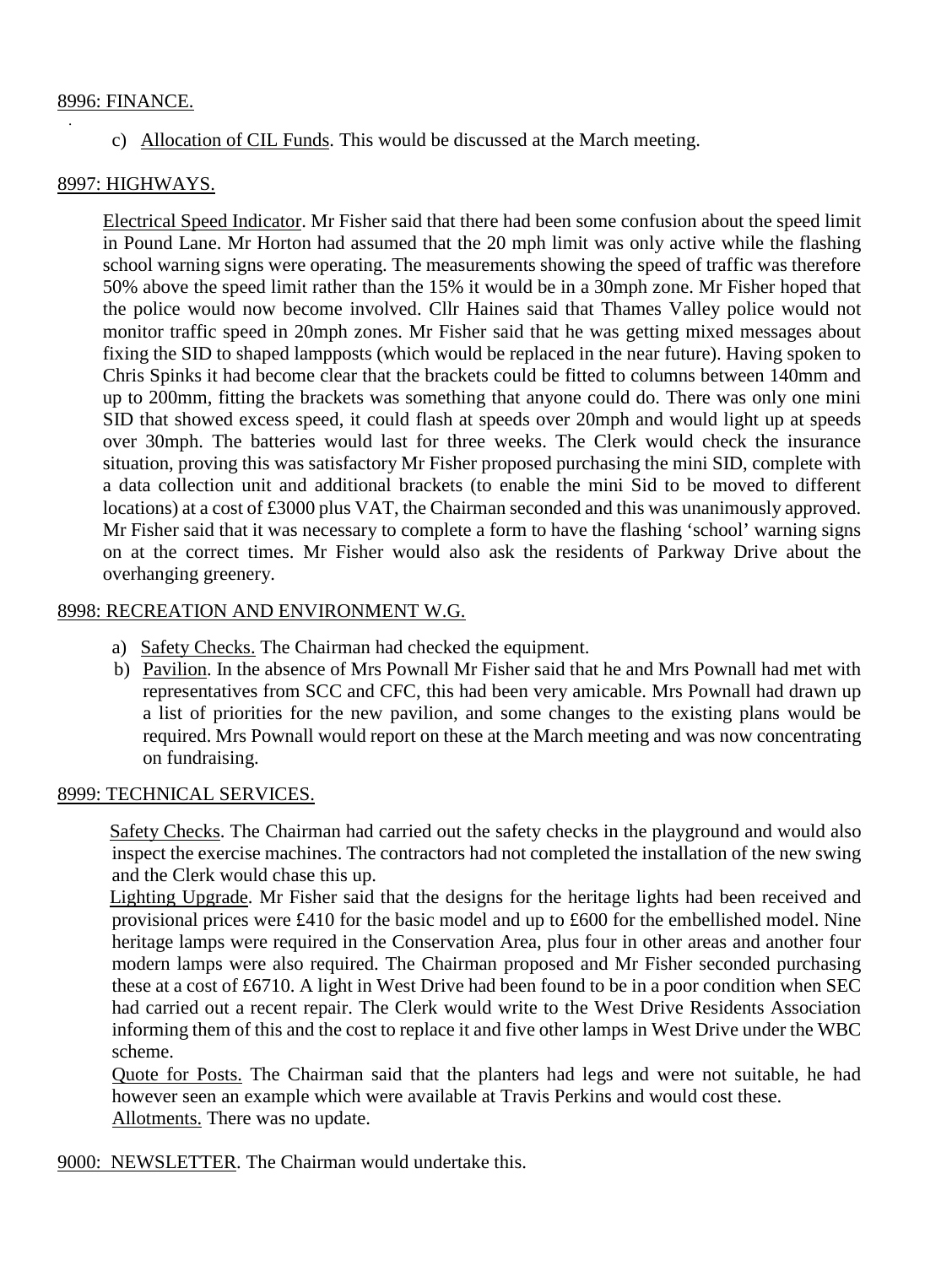8996: FINANCE.

c) Allocation of CIL Funds. This would be discussed at the March meeting.

8997: HIGHWAYS.

Electrical Speed Indicator. Mr Fisher said that there had been some confusion about the speed limit in Pound Lane. Mr Horton had assumed that the 20 mph limit was only active while the flashing school warning signs were operating. The measurements showing the speed of traffic was therefore 50% above the speed limit rather than the 15% it would be in a 30mph zone. Mr Fisher hoped that the police would now become involved. Cllr Haines said that Thames Valley police would not monitor traffic speed in 20mph zones. Mr Fisher said that he was getting mixed messages about fixing the SID to shaped lampposts (which would be replaced in the near future). Having spoken to Chris Spinks it had become clear that the brackets could be fitted to columns between 140mm and up to 200mm, fitting the brackets was something that anyone could do. There was only one mini SID that showed excess speed, it could flash at speeds over 20mph and would light up at speeds over 30mph. The batteries would last for three weeks. The Clerk would check the insurance situation, proving this was satisfactory Mr Fisher proposed purchasing the mini SID, complete with a data collection unit and additional brackets (to enable the mini Sid to be moved to different locations) at a cost of £3000 plus VAT, the Chairman seconded and this was unanimously approved. Mr Fisher said that it was necessary to complete a form to have the flashing 'school' warning signs on at the correct times. Mr Fisher would also ask the residents of Parkway Drive about the overhanging greenery.

8998: RECREATION AND ENVIRONMENT W.G.

a) Safety Checks. The Chairman had checked the equipment.
b) Pavilion. In the absence of Mrs Pownall Mr Fisher said that he and Mrs Pownall had met with representatives from SCC and CFC, this had been very amicable. Mrs Pownall had drawn up a list of priorities for the new pavilion, and some changes to the existing plans would be required. Mrs Pownall would report on these at the March meeting and was now concentrating on fundraising.

8999: TECHNICAL SERVICES.

Safety Checks. The Chairman had carried out the safety checks in the playground and would also inspect the exercise machines. The contractors had not completed the installation of the new swing and the Clerk would chase this up.

Lighting Upgrade. Mr Fisher said that the designs for the heritage lights had been received and provisional prices were £410 for the basic model and up to £600 for the embellished model. Nine heritage lamps were required in the Conservation Area, plus four in other areas and another four modern lamps were also required. The Chairman proposed and Mr Fisher seconded purchasing these at a cost of £6710. A light in West Drive had been found to be in a poor condition when SEC had carried out a recent repair. The Clerk would write to the West Drive Residents Association informing them of this and the cost to replace it and five other lamps in West Drive under the WBC scheme.

Quote for Posts. The Chairman said that the planters had legs and were not suitable, he had however seen an example which were available at Travis Perkins and would cost these.

Allotments. There was no update.

9000: NEWSLETTER. The Chairman would undertake this.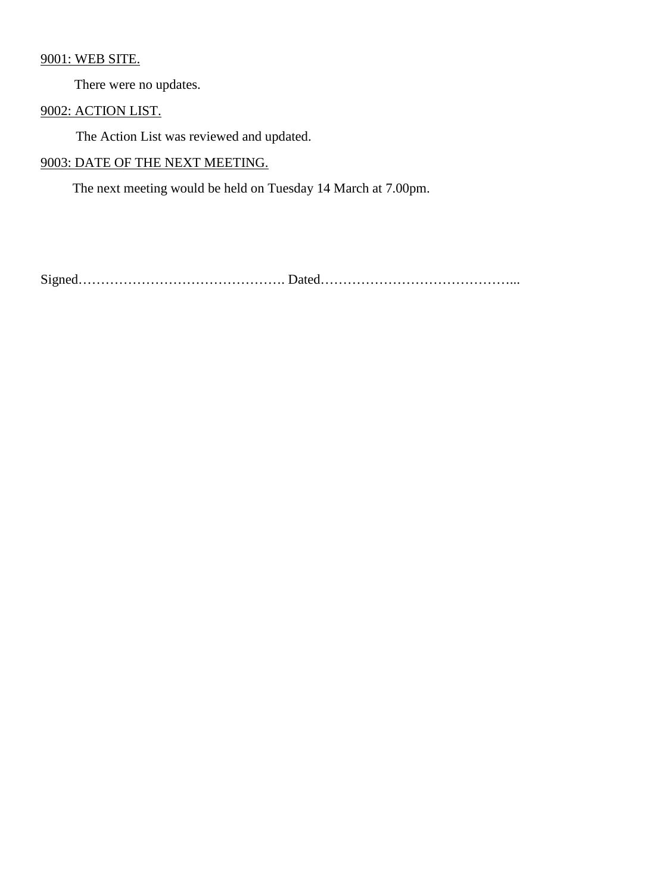9001: WEB SITE.

There were no updates.

9002: ACTION LIST.

The Action List was reviewed and updated.

9003: DATE OF THE NEXT MEETING.

The next meeting would be held on Tuesday 14 March at 7.00pm.

Signed………………………………………. Dated……………………………………...